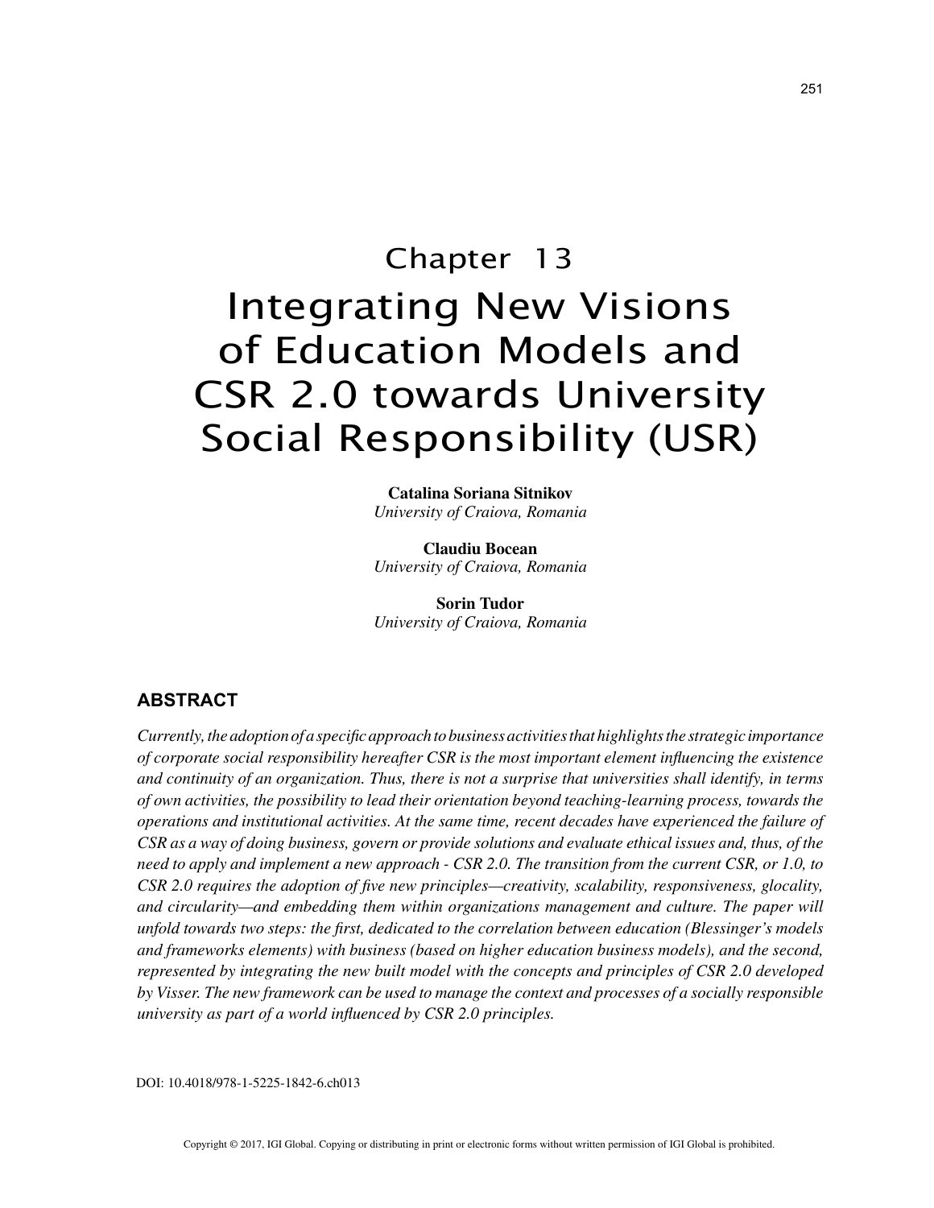# Chapter 13
# Integrating New Visions of Education Models and CSR 2.0 towards University Social Responsibility (USR)

**Catalina Soriana Sitnikov**
*University of Craiova, Romania*

**Claudiu Bocean**
*University of Craiova, Romania*

**Sorin Tudor**
*University of Craiova, Romania*

## ABSTRACT

*Currently, the adoption of a specific approach to business activities that highlights the strategic importance of corporate social responsibility hereafter CSR is the most important element influencing the existence and continuity of an organization. Thus, there is not a surprise that universities shall identify, in terms of own activities, the possibility to lead their orientation beyond teaching-learning process, towards the operations and institutional activities. At the same time, recent decades have experienced the failure of CSR as a way of doing business, govern or provide solutions and evaluate ethical issues and, thus, of the need to apply and implement a new approach - CSR 2.0. The transition from the current CSR, or 1.0, to CSR 2.0 requires the adoption of five new principles—creativity, scalability, responsiveness, glocality, and circularity—and embedding them within organizations management and culture. The paper will unfold towards two steps: the first, dedicated to the correlation between education (Blessinger's models and frameworks elements) with business (based on higher education business models), and the second, represented by integrating the new built model with the concepts and principles of CSR 2.0 developed by Visser. The new framework can be used to manage the context and processes of a socially responsible university as part of a world influenced by CSR 2.0 principles.*

DOI: 10.4018/978-1-5225-1842-6.ch013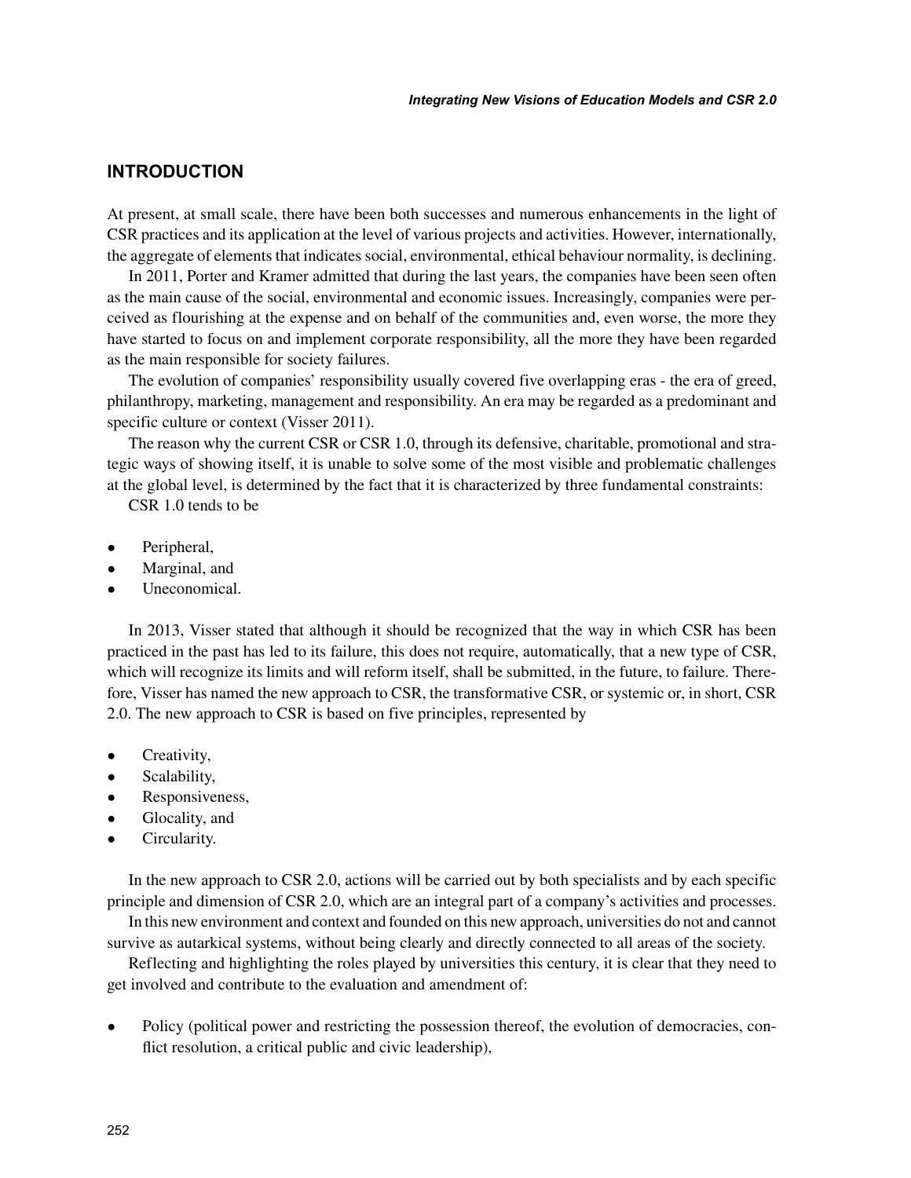## INTRODUCTION

At present, at small scale, there have been both successes and numerous enhancements in the light of CSR practices and its application at the level of various projects and activities. However, internationally, the aggregate of elements that indicates social, environmental, ethical behaviour normality, is declining.

In 2011, Porter and Kramer admitted that during the last years, the companies have been seen often as the main cause of the social, environmental and economic issues. Increasingly, companies were perceived as flourishing at the expense and on behalf of the communities and, even worse, the more they have started to focus on and implement corporate responsibility, all the more they have been regarded as the main responsible for society failures.

The evolution of companies' responsibility usually covered five overlapping eras - the era of greed, philanthropy, marketing, management and responsibility. An era may be regarded as a predominant and specific culture or context (Visser 2011).

The reason why the current CSR or CSR 1.0, through its defensive, charitable, promotional and strategic ways of showing itself, it is unable to solve some of the most visible and problematic challenges at the global level, is determined by the fact that it is characterized by three fundamental constraints:

CSR 1.0 tends to be

- Peripheral,
- Marginal, and
- Uneconomical.

In 2013, Visser stated that although it should be recognized that the way in which CSR has been practiced in the past has led to its failure, this does not require, automatically, that a new type of CSR, which will recognize its limits and will reform itself, shall be submitted, in the future, to failure. Therefore, Visser has named the new approach to CSR, the transformative CSR, or systemic or, in short, CSR 2.0. The new approach to CSR is based on five principles, represented by

- Creativity,
- Scalability,
- Responsiveness,
- Glocality, and
- Circularity.

In the new approach to CSR 2.0, actions will be carried out by both specialists and by each specific principle and dimension of CSR 2.0, which are an integral part of a company's activities and processes.

In this new environment and context and founded on this new approach, universities do not and cannot survive as autarkical systems, without being clearly and directly connected to all areas of the society.

Reflecting and highlighting the roles played by universities this century, it is clear that they need to get involved and contribute to the evaluation and amendment of:

- Policy (political power and restricting the possession thereof, the evolution of democracies, conflict resolution, a critical public and civic leadership),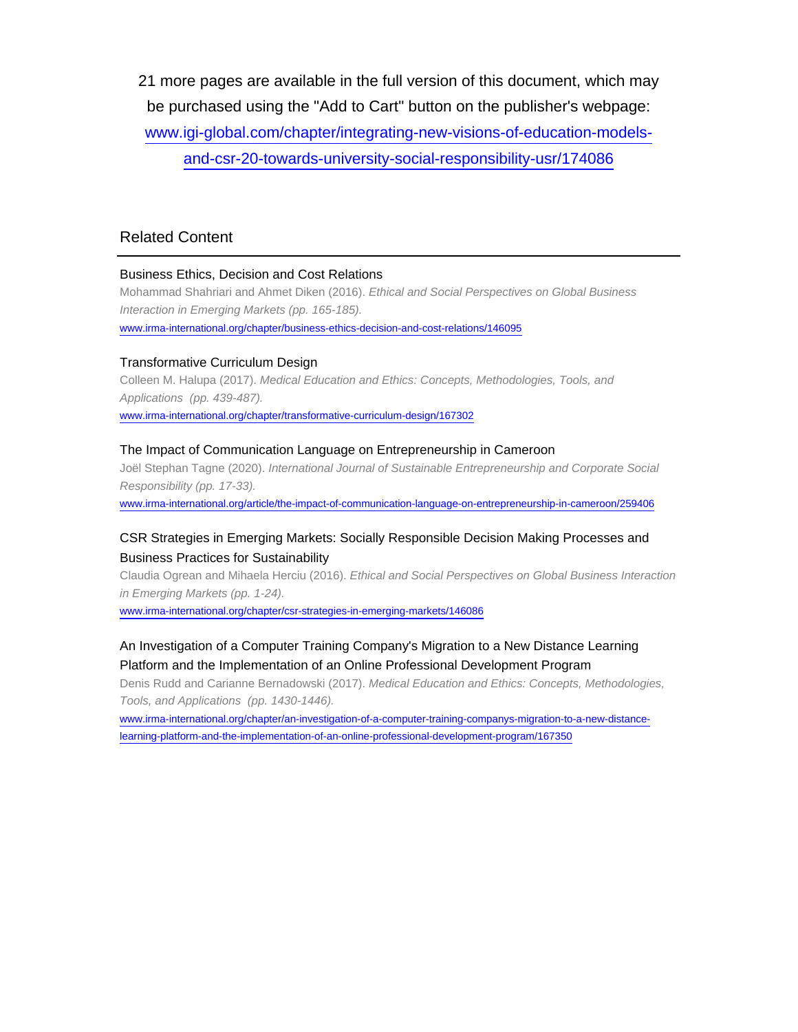21 more pages are available in the full version of this document, which may be purchased using the "Add to Cart" button on the publisher's webpage: www.igi-global.com/chapter/integrating-new-visions-of-education-models-and-csr-20-towards-university-social-responsibility-usr/174086

## Related Content

### Business Ethics, Decision and Cost Relations

Mohammad Shahriari and Ahmet Diken (2016). *Ethical and Social Perspectives on Global Business Interaction in Emerging Markets (pp. 165-185).*

www.irma-international.org/chapter/business-ethics-decision-and-cost-relations/146095

### Transformative Curriculum Design

Colleen M. Halupa (2017). *Medical Education and Ethics: Concepts, Methodologies, Tools, and Applications (pp. 439-487).*

www.irma-international.org/chapter/transformative-curriculum-design/167302

### The Impact of Communication Language on Entrepreneurship in Cameroon

Joël Stephan Tagne (2020). *International Journal of Sustainable Entrepreneurship and Corporate Social Responsibility (pp. 17-33).*

www.irma-international.org/article/the-impact-of-communication-language-on-entrepreneurship-in-cameroon/259406

### CSR Strategies in Emerging Markets: Socially Responsible Decision Making Processes and Business Practices for Sustainability

Claudia Ogrean and Mihaela Herciu (2016). *Ethical and Social Perspectives on Global Business Interaction in Emerging Markets (pp. 1-24).*

www.irma-international.org/chapter/csr-strategies-in-emerging-markets/146086

### An Investigation of a Computer Training Company's Migration to a New Distance Learning Platform and the Implementation of an Online Professional Development Program

Denis Rudd and Carianne Bernadowski (2017). *Medical Education and Ethics: Concepts, Methodologies, Tools, and Applications (pp. 1430-1446).*

www.irma-international.org/chapter/an-investigation-of-a-computer-training-companys-migration-to-a-new-distance-learning-platform-and-the-implementation-of-an-online-professional-development-program/167350